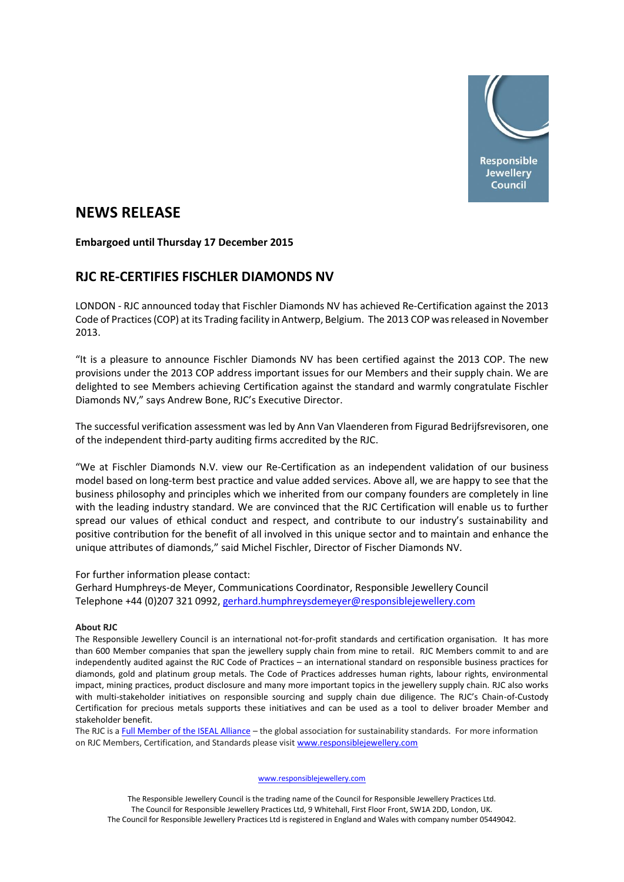Responsible Jewellery Council

# NEWS RELEASE

**Embargoed until Thursday 17 December 2015**

## RJC RE-CERTIFIES FISCHLER DIAMONDS NV

LONDON - RJC announced today that Fischler Diamonds NV has achieved Re-Certification against the 2013 Code of Practices (COP) at its Trading facility in Antwerp, Belgium. The 2013 COP was released in November 2013.

"It is a pleasure to announce Fischler Diamonds NV has been certified against the 2013 COP. The new provisions under the 2013 COP address important issues for our Members and their supply chain. We are delighted to see Members achieving Certification against the standard and warmly congratulate Fischler Diamonds NV," says Andrew Bone, RJC's Executive Director.

The successful verification assessment was led by Ann Van Vlaenderen from Figurad Bedrijfsrevisoren, one of the independent third-party auditing firms accredited by the RJC.

"We at Fischler Diamonds N.V. view our Re-Certification as an independent validation of our business model based on long-term best practice and value added services. Above all, we are happy to see that the business philosophy and principles which we inherited from our company founders are completely in line with the leading industry standard. We are convinced that the RJC Certification will enable us to further spread our values of ethical conduct and respect, and contribute to our industry's sustainability and positive contribution for the benefit of all involved in this unique sector and to maintain and enhance the unique attributes of diamonds," said Michel Fischler, Director of Fischer Diamonds NV.

For further information please contact:
Gerhard Humphreys-de Meyer, Communications Coordinator, Responsible Jewellery Council
Telephone +44 (0)207 321 0992, gerhard.humphreysdemeyer@responsiblejewellery.com

**About RJC**

The Responsible Jewellery Council is an international not-for-profit standards and certification organisation. It has more than 600 Member companies that span the jewellery supply chain from mine to retail. RJC Members commit to and are independently audited against the RJC Code of Practices – an international standard on responsible business practices for diamonds, gold and platinum group metals. The Code of Practices addresses human rights, labour rights, environmental impact, mining practices, product disclosure and many more important topics in the jewellery supply chain. RJC also works with multi-stakeholder initiatives on responsible sourcing and supply chain due diligence. The RJC's Chain-of-Custody Certification for precious metals supports these initiatives and can be used as a tool to deliver broader Member and stakeholder benefit.

The RJC is a Full Member of the ISEAL Alliance – the global association for sustainability standards. For more information on RJC Members, Certification, and Standards please visit www.responsiblejewellery.com

www.responsiblejewellery.com

The Responsible Jewellery Council is the trading name of the Council for Responsible Jewellery Practices Ltd.
The Council for Responsible Jewellery Practices Ltd, 9 Whitehall, First Floor Front, SW1A 2DD, London, UK.
The Council for Responsible Jewellery Practices Ltd is registered in England and Wales with company number 05449042.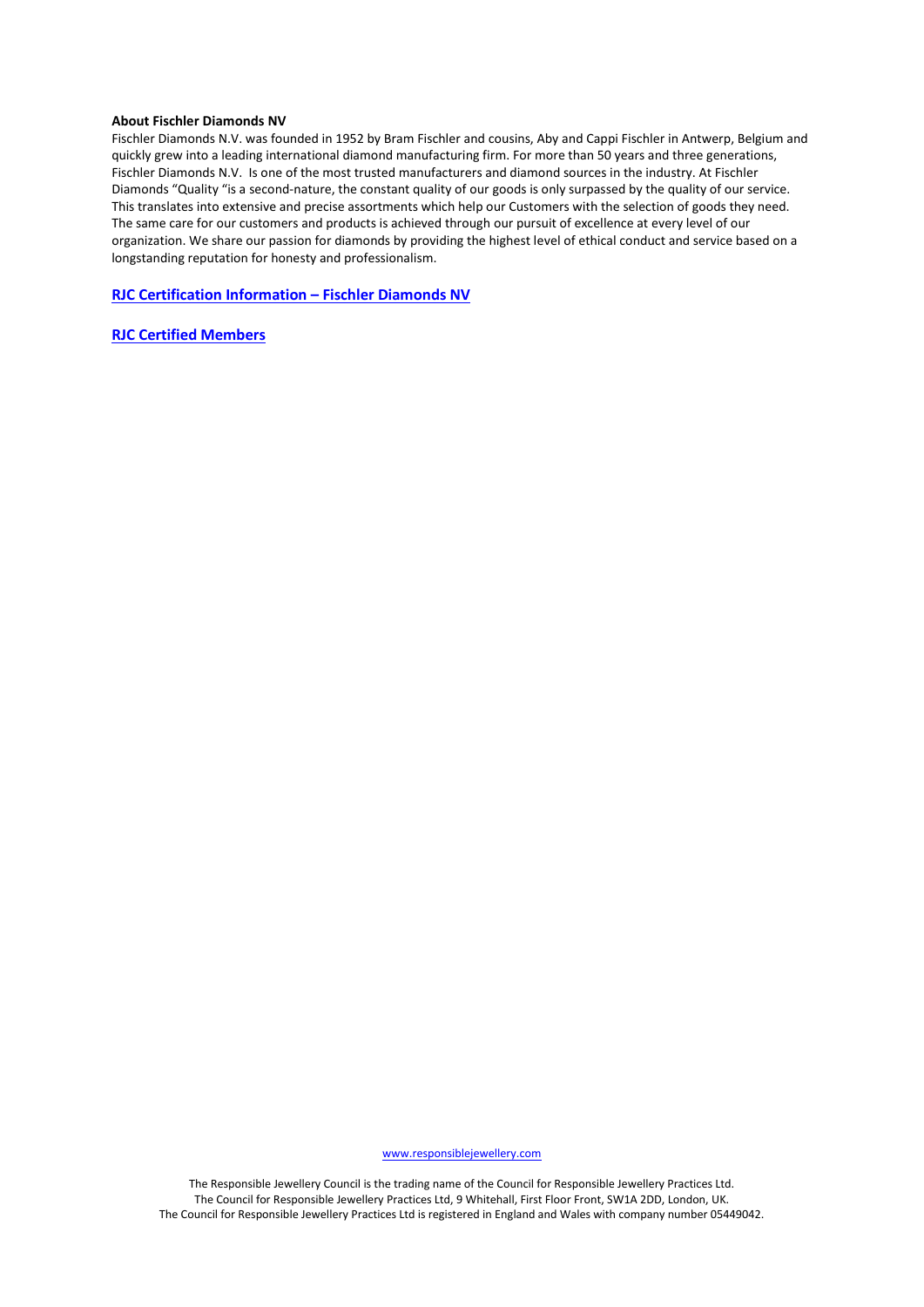**About Fischler Diamonds NV**

Fischler Diamonds N.V. was founded in 1952 by Bram Fischler and cousins, Aby and Cappi Fischler in Antwerp, Belgium and quickly grew into a leading international diamond manufacturing firm. For more than 50 years and three generations, Fischler Diamonds N.V. Is one of the most trusted manufacturers and diamond sources in the industry. At Fischler Diamonds "Quality "is a second-nature, the constant quality of our goods is only surpassed by the quality of our service. This translates into extensive and precise assortments which help our Customers with the selection of goods they need. The same care for our customers and products is achieved through our pursuit of excellence at every level of our organization. We share our passion for diamonds by providing the highest level of ethical conduct and service based on a longstanding reputation for honesty and professionalism.

**RJC Certification Information – Fischler Diamonds NV**

**RJC Certified Members**

www.responsiblejewellery.com

The Responsible Jewellery Council is the trading name of the Council for Responsible Jewellery Practices Ltd.
The Council for Responsible Jewellery Practices Ltd, 9 Whitehall, First Floor Front, SW1A 2DD, London, UK.
The Council for Responsible Jewellery Practices Ltd is registered in England and Wales with company number 05449042.